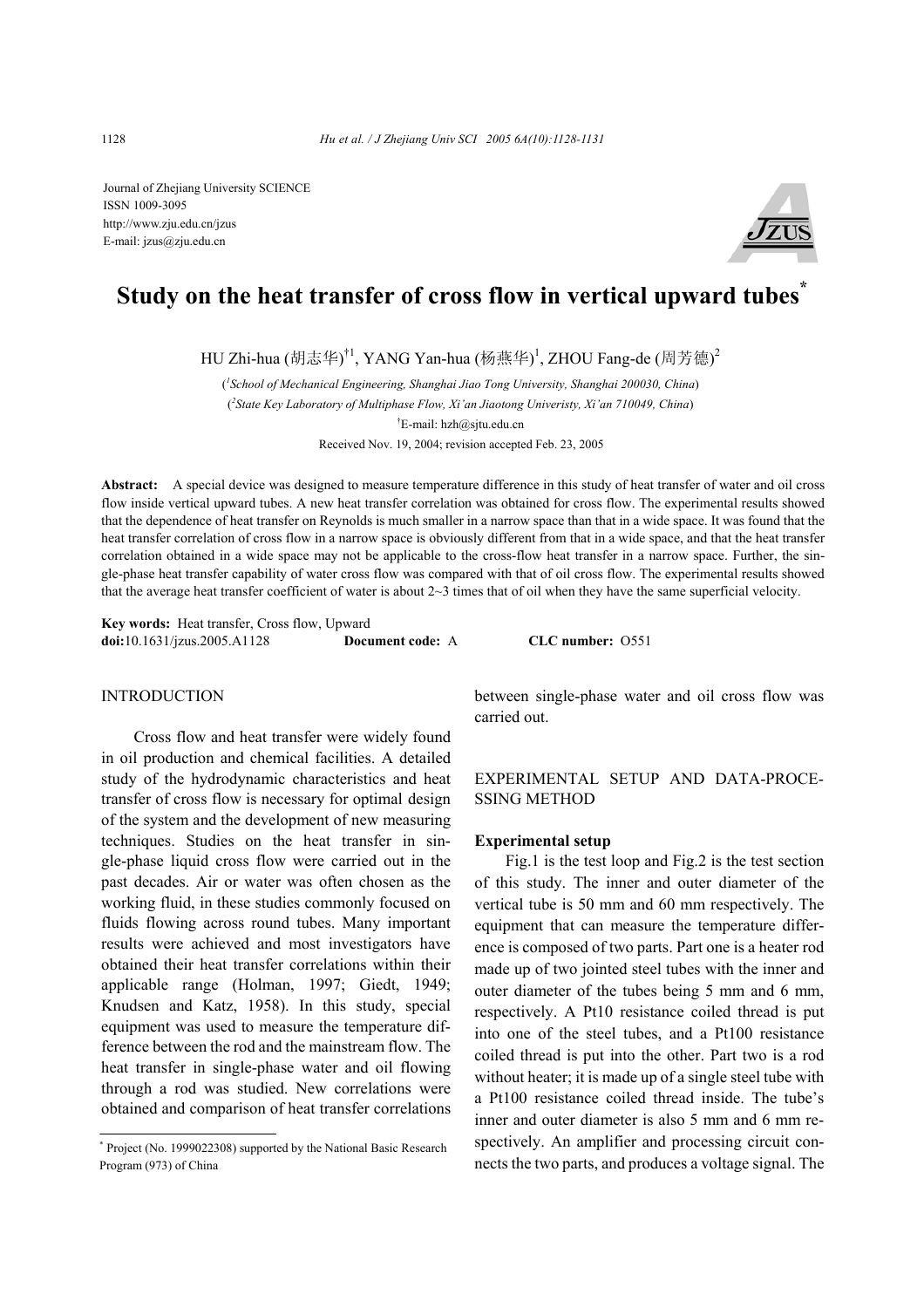Journal of Zhejiang University SCIENCE
ISSN 1009-3095
http://www.zju.edu.cn/jzus
E-mail: jzus@zju.edu.cn

# Study on the heat transfer of cross flow in vertical upward tubes*

HU Zhi-hua (胡志华)[†1], YANG Yan-hua (杨燕华)[1], ZHOU Fang-de (周芳德)[2]

([1]School of Mechanical Engineering, Shanghai Jiao Tong University, Shanghai 200030, China)

([2]State Key Laboratory of Multiphase Flow, Xi'an Jiaotong Univeristy, Xi'an 710049, China)

[†]E-mail: hzh@sjtu.edu.cn

Received Nov. 19, 2004; revision accepted Feb. 23, 2005

**Abstract:** A special device was designed to measure temperature difference in this study of heat transfer of water and oil cross flow inside vertical upward tubes. A new heat transfer correlation was obtained for cross flow. The experimental results showed that the dependence of heat transfer on Reynolds is much smaller in a narrow space than that in a wide space. It was found that the heat transfer correlation of cross flow in a narrow space is obviously different from that in a wide space, and that the heat transfer correlation obtained in a wide space may not be applicable to the cross-flow heat transfer in a narrow space. Further, the single-phase heat transfer capability of water cross flow was compared with that of oil cross flow. The experimental results showed that the average heat transfer coefficient of water is about 2~3 times that of oil when they have the same superficial velocity.

**Key words:** Heat transfer, Cross flow, Upward
**doi:**10.1631/jzus.2005.A1128 **Document code:** A **CLC number:** O551

## INTRODUCTION

Cross flow and heat transfer were widely found in oil production and chemical facilities. A detailed study of the hydrodynamic characteristics and heat transfer of cross flow is necessary for optimal design of the system and the development of new measuring techniques. Studies on the heat transfer in single-phase liquid cross flow were carried out in the past decades. Air or water was often chosen as the working fluid, in these studies commonly focused on fluids flowing across round tubes. Many important results were achieved and most investigators have obtained their heat transfer correlations within their applicable range (Holman, 1997; Giedt, 1949; Knudsen and Katz, 1958). In this study, special equipment was used to measure the temperature difference between the rod and the mainstream flow. The heat transfer in single-phase water and oil flowing through a rod was studied. New correlations were obtained and comparison of heat transfer correlations between single-phase water and oil cross flow was carried out.

## EXPERIMENTAL SETUP AND DATA-PROCESSING METHOD

### Experimental setup

Fig.1 is the test loop and Fig.2 is the test section of this study. The inner and outer diameter of the vertical tube is 50 mm and 60 mm respectively. The equipment that can measure the temperature difference is composed of two parts. Part one is a heater rod made up of two jointed steel tubes with the inner and outer diameter of the tubes being 5 mm and 6 mm, respectively. A Pt10 resistance coiled thread is put into one of the steel tubes, and a Pt100 resistance coiled thread is put into the other. Part two is a rod without heater; it is made up of a single steel tube with a Pt100 resistance coiled thread inside. The tube's inner and outer diameter is also 5 mm and 6 mm respectively. An amplifier and processing circuit connects the two parts, and produces a voltage signal. The

---

* Project (No. 1999022308) supported by the National Basic Research Program (973) of China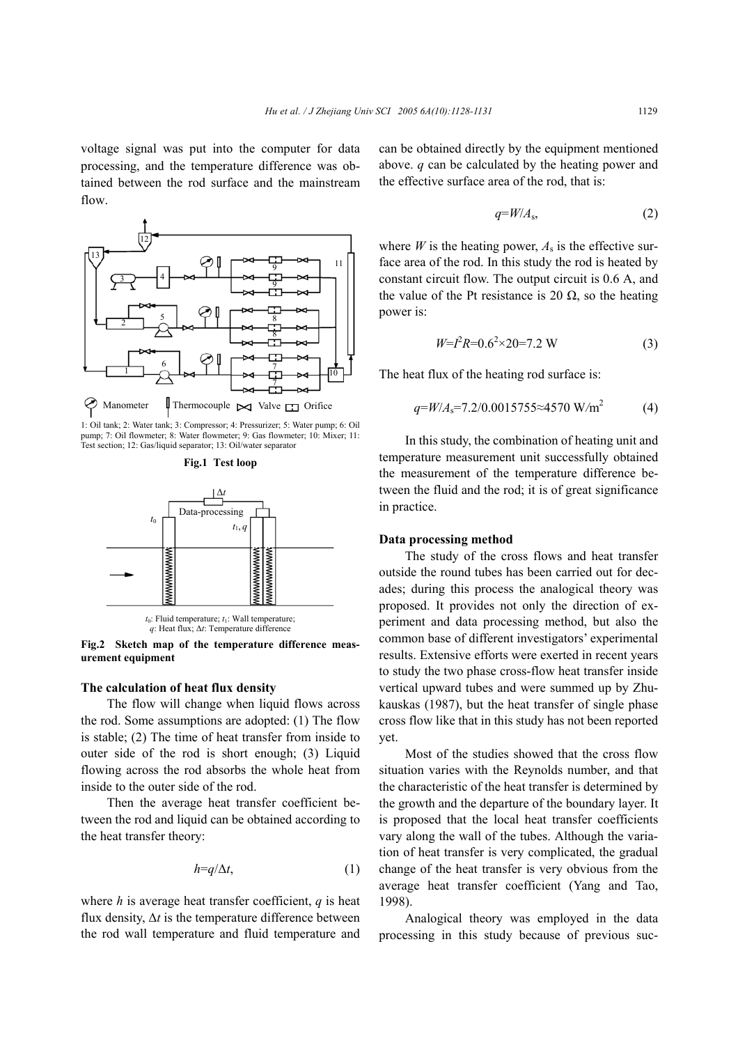voltage signal was put into the computer for data processing, and the temperature difference was obtained between the rod surface and the mainstream flow.

Manometer  Thermocouple  Valve  Orifice

1: Oil tank; 2: Water tank; 3: Compressor; 4: Pressurizer; 5: Water pump; 6: Oil pump; 7: Oil flowmeter; 8: Water flowmeter; 9: Gas flowmeter; 10: Mixer; 11: Test section; 12: Gas/liquid separator; 13: Oil/water separator

**Fig.1 Test loop**

$t_0$: Fluid temperature; $t_1$: Wall temperature; $q$: Heat flux; $\Delta t$: Temperature difference

**Fig.2 Sketch map of the temperature difference measurement equipment**

**The calculation of heat flux density**

The flow will change when liquid flows across the rod. Some assumptions are adopted: (1) The flow is stable; (2) The time of heat transfer from inside to outer side of the rod is short enough; (3) Liquid flowing across the rod absorbs the whole heat from inside to the outer side of the rod.

Then the average heat transfer coefficient between the rod and liquid can be obtained according to the heat transfer theory:

$$h=q/\Delta t, \tag{1}$$

where $h$ is average heat transfer coefficient, $q$ is heat flux density, $\Delta t$ is the temperature difference between the rod wall temperature and fluid temperature and can be obtained directly by the equipment mentioned above. $q$ can be calculated by the heating power and the effective surface area of the rod, that is:

$$q=W/A_s, \tag{2}$$

where $W$ is the heating power, $A_s$ is the effective surface area of the rod. In this study the rod is heated by constant circuit flow. The output circuit is 0.6 A, and the value of the Pt resistance is 20 Ω, so the heating power is:

$$W=I^2R=0.6^2\times 20=7.2 \text{ W} \tag{3}$$

The heat flux of the heating rod surface is:

$$q=W/A_s=7.2/0.0015755\approx 4570 \text{ W/m}^2 \tag{4}$$

In this study, the combination of heating unit and temperature measurement unit successfully obtained the measurement of the temperature difference between the fluid and the rod; it is of great significance in practice.

**Data processing method**

The study of the cross flows and heat transfer outside the round tubes has been carried out for decades; during this process the analogical theory was proposed. It provides not only the direction of experiment and data processing method, but also the common base of different investigators' experimental results. Extensive efforts were exerted in recent years to study the two phase cross-flow heat transfer inside vertical upward tubes and were summed up by Zhukauskas (1987), but the heat transfer of single phase cross flow like that in this study has not been reported yet.

Most of the studies showed that the cross flow situation varies with the Reynolds number, and that the characteristic of the heat transfer is determined by the growth and the departure of the boundary layer. It is proposed that the local heat transfer coefficients vary along the wall of the tubes. Although the variation of heat transfer is very complicated, the gradual change of the heat transfer is very obvious from the average heat transfer coefficient (Yang and Tao, 1998).

Analogical theory was employed in the data processing in this study because of previous suc-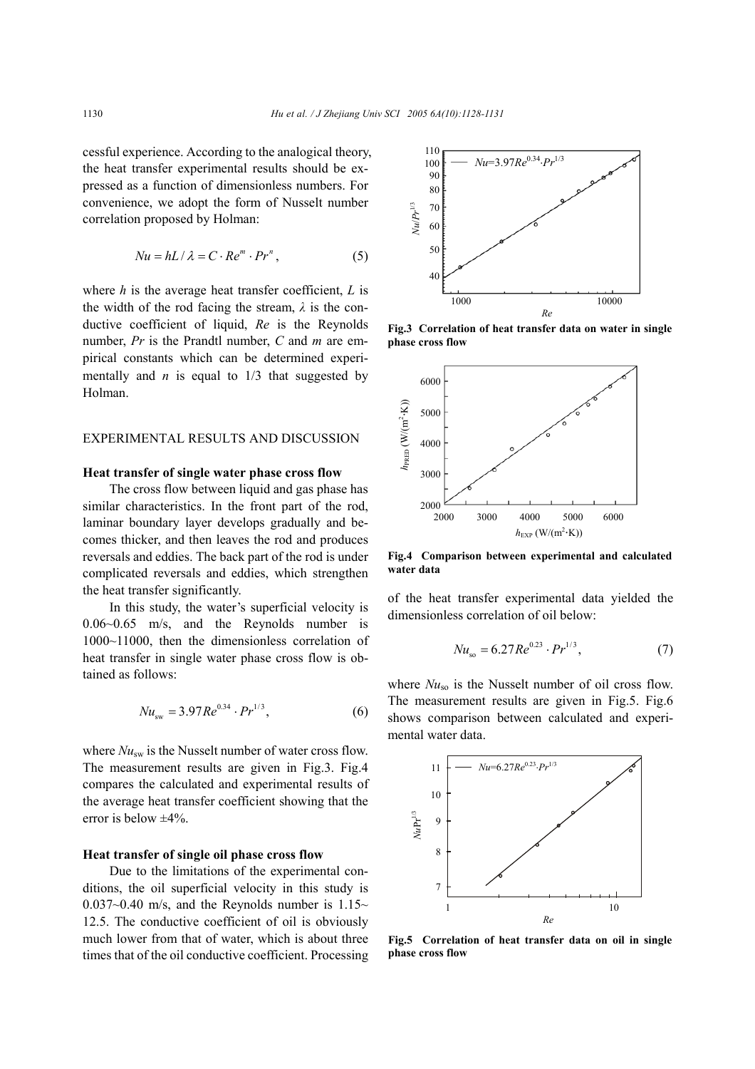cessful experience. According to the analogical theory, the heat transfer experimental results should be expressed as a function of dimensionless numbers. For convenience, we adopt the form of Nusselt number correlation proposed by Holman:

$$Nu = hL/\lambda = C \cdot Re^m \cdot Pr^n, \tag{5}$$

where $h$ is the average heat transfer coefficient, $L$ is the width of the rod facing the stream, $\lambda$ is the conductive coefficient of liquid, $Re$ is the Reynolds number, $Pr$ is the Prandtl number, $C$ and $m$ are empirical constants which can be determined experimentally and $n$ is equal to 1/3 that suggested by Holman.

## EXPERIMENTAL RESULTS AND DISCUSSION

### Heat transfer of single water phase cross flow

The cross flow between liquid and gas phase has similar characteristics. In the front part of the rod, laminar boundary layer develops gradually and becomes thicker, and then leaves the rod and produces reversals and eddies. The back part of the rod is under complicated reversals and eddies, which strengthen the heat transfer significantly.

In this study, the water's superficial velocity is 0.06~0.65 m/s, and the Reynolds number is 1000~11000, then the dimensionless correlation of heat transfer in single water phase cross flow is obtained as follows:

$$Nu_{sw} = 3.97Re^{0.34} \cdot Pr^{1/3}, \tag{6}$$

where $Nu_{sw}$ is the Nusselt number of water cross flow. The measurement results are given in Fig.3. Fig.4 compares the calculated and experimental results of the average heat transfer coefficient showing that the error is below ±4%.

**Fig.3 Correlation of heat transfer data on water in single phase cross flow**

**Fig.4 Comparison between experimental and calculated water data**

### Heat transfer of single oil phase cross flow

Due to the limitations of the experimental conditions, the oil superficial velocity in this study is 0.037~0.40 m/s, and the Reynolds number is 1.15~12.5. The conductive coefficient of oil is obviously much lower from that of water, which is about three times that of the oil conductive coefficient. Processing of the heat transfer experimental data yielded the dimensionless correlation of oil below:

$$Nu_{so} = 6.27Re^{0.23} \cdot Pr^{1/3}, \tag{7}$$

where $Nu_{so}$ is the Nusselt number of oil cross flow. The measurement results are given in Fig.5. Fig.6 shows comparison between calculated and experimental water data.

**Fig.5 Correlation of heat transfer data on oil in single phase cross flow**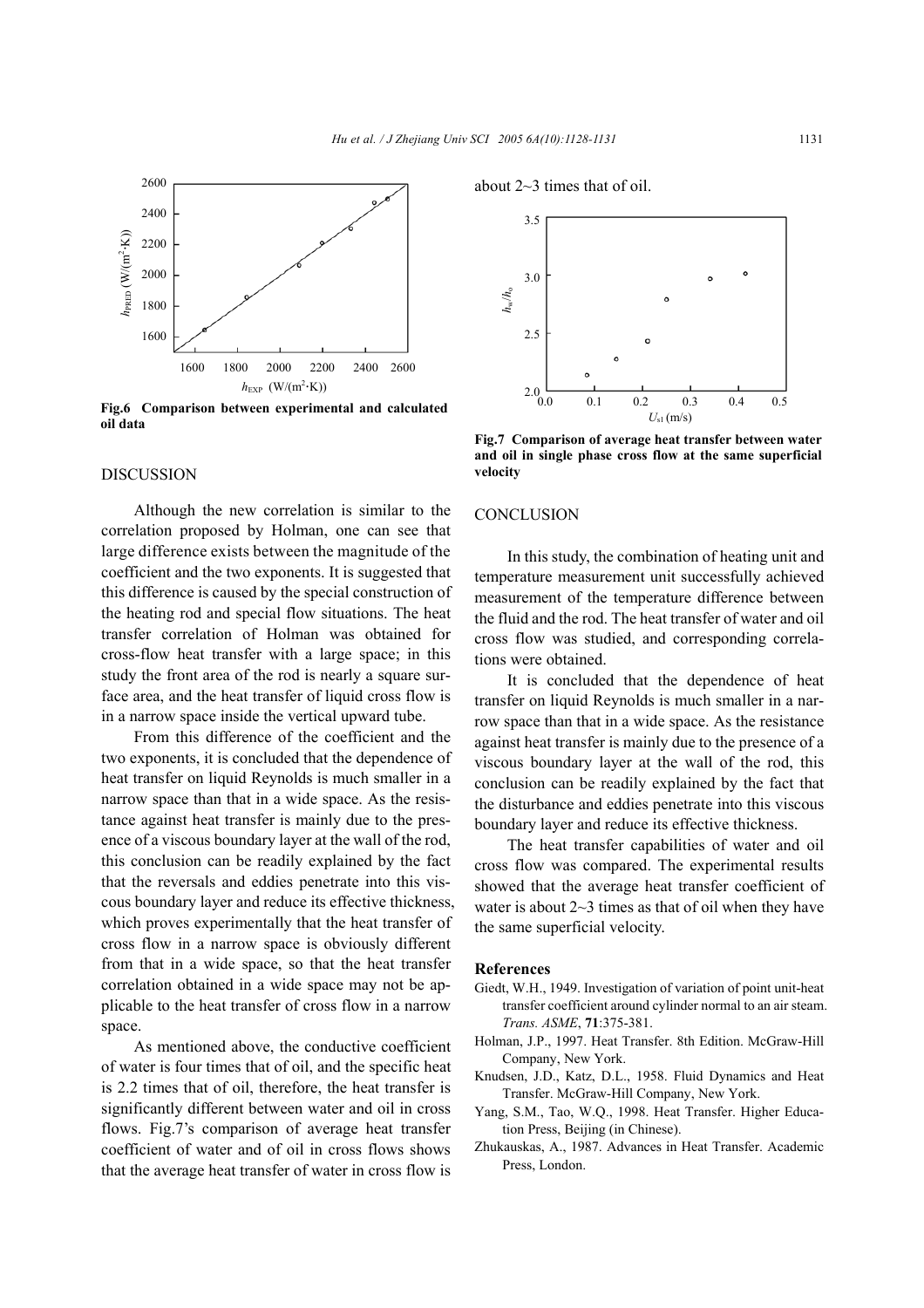2600

2400

2200

2000

1800

1600

$h_{PRED}$ (W/(m$^2$·K))

1600 1800 2000 2200 2400 2600

$h_{EXP}$ (W/(m$^2$·K))

**Fig.6 Comparison between experimental and calculated oil data**

## DISCUSSION

Although the new correlation is similar to the correlation proposed by Holman, one can see that large difference exists between the magnitude of the coefficient and the two exponents. It is suggested that this difference is caused by the special construction of the heating rod and special flow situations. The heat transfer correlation of Holman was obtained for cross-flow heat transfer with a large space; in this study the front area of the rod is nearly a square surface area, and the heat transfer of liquid cross flow is in a narrow space inside the vertical upward tube.

From this difference of the coefficient and the two exponents, it is concluded that the dependence of heat transfer on liquid Reynolds is much smaller in a narrow space than that in a wide space. As the resistance against heat transfer is mainly due to the presence of a viscous boundary layer at the wall of the rod, this conclusion can be readily explained by the fact that the reversals and eddies penetrate into this viscous boundary layer and reduce its effective thickness, which proves experimentally that the heat transfer of cross flow in a narrow space is obviously different from that in a wide space, so that the heat transfer correlation obtained in a wide space may not be applicable to the heat transfer of cross flow in a narrow space.

As mentioned above, the conductive coefficient of water is four times that of oil, and the specific heat is 2.2 times that of oil, therefore, the heat transfer is significantly different between water and oil in cross flows. Fig.7's comparison of average heat transfer coefficient of water and of oil in cross flows shows that the average heat transfer of water in cross flow is about 2~3 times that of oil.

3.5

3.0

2.5

2.0

$h_w/h_o$

0.0 0.1 0.2 0.3 0.4 0.5

$U_{s1}$ (m/s)

**Fig.7 Comparison of average heat transfer between water and oil in single phase cross flow at the same superficial velocity**

## CONCLUSION

In this study, the combination of heating unit and temperature measurement unit successfully achieved measurement of the temperature difference between the fluid and the rod. The heat transfer of water and oil cross flow was studied, and corresponding correlations were obtained.

It is concluded that the dependence of heat transfer on liquid Reynolds is much smaller in a narrow space than that in a wide space. As the resistance against heat transfer is mainly due to the presence of a viscous boundary layer at the wall of the rod, this conclusion can be readily explained by the fact that the disturbance and eddies penetrate into this viscous boundary layer and reduce its effective thickness.

The heat transfer capabilities of water and oil cross flow was compared. The experimental results showed that the average heat transfer coefficient of water is about 2~3 times as that of oil when they have the same superficial velocity.

## References

Giedt, W.H., 1949. Investigation of variation of point unit-heat transfer coefficient around cylinder normal to an air steam. *Trans. ASME*, **71**:375-381.

Holman, J.P., 1997. Heat Transfer. 8th Edition. McGraw-Hill Company, New York.

Knudsen, J.D., Katz, D.L., 1958. Fluid Dynamics and Heat Transfer. McGraw-Hill Company, New York.

Yang, S.M., Tao, W.Q., 1998. Heat Transfer. Higher Education Press, Beijing (in Chinese).

Zhukauskas, A., 1987. Advances in Heat Transfer. Academic Press, London.